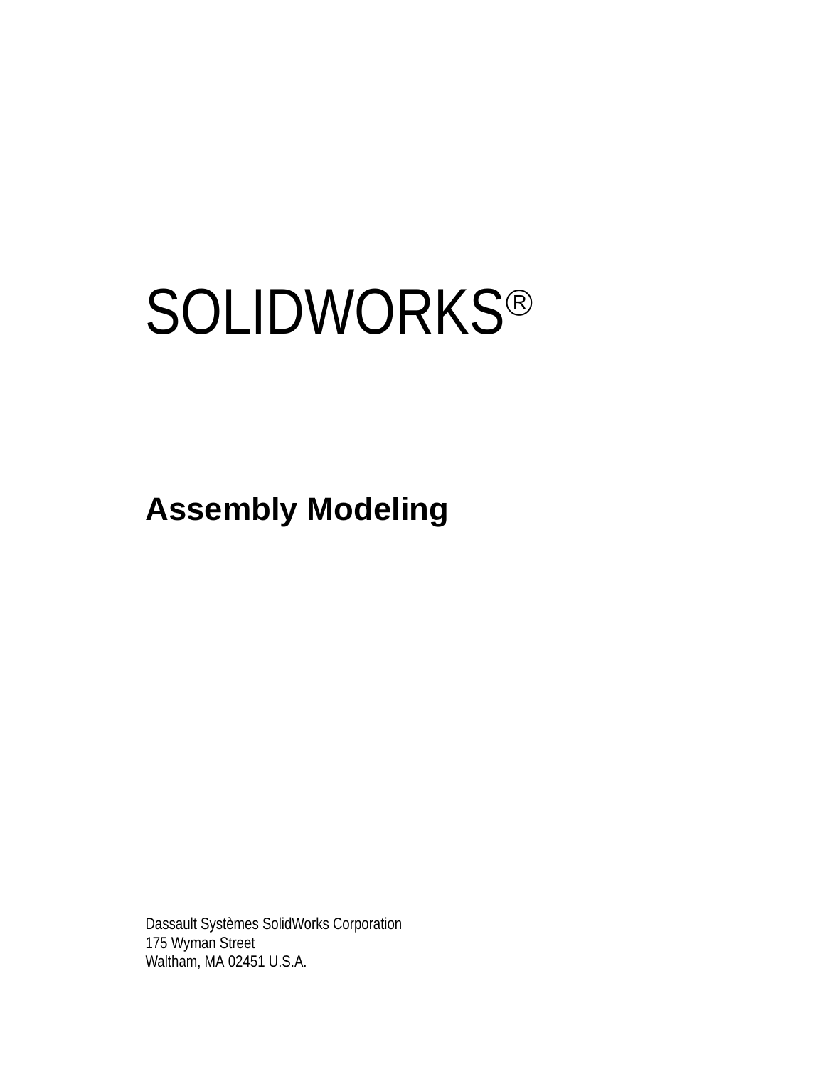# SOLIDWORKS®

## Assembly Modeling

Dassault Systèmes SolidWorks Corporation
175 Wyman Street
Waltham, MA 02451 U.S.A.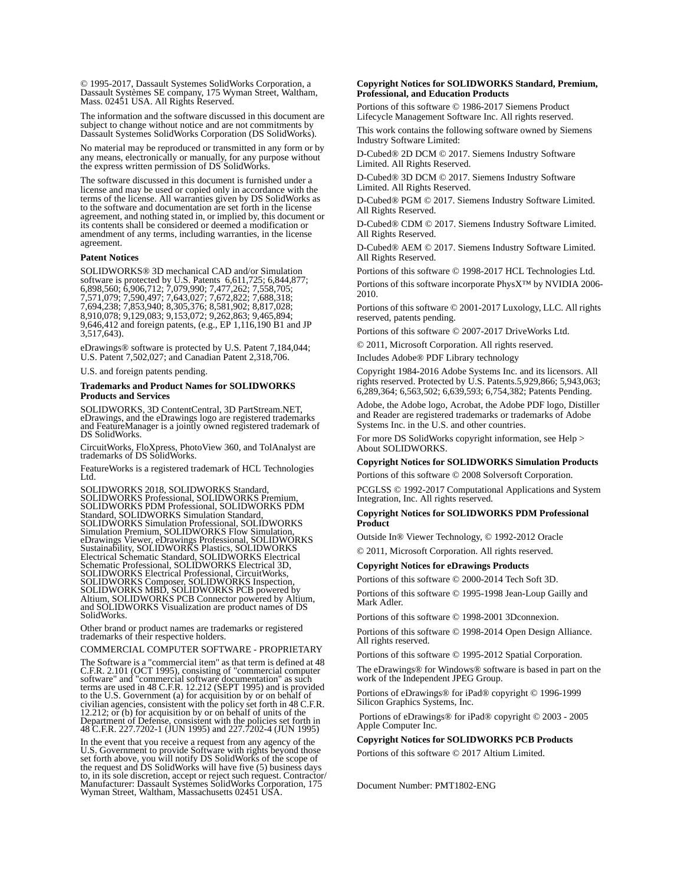© 1995-2017, Dassault Systemes SolidWorks Corporation, a Dassault Systèmes SE company, 175 Wyman Street, Waltham, Mass. 02451 USA. All Rights Reserved.

The information and the software discussed in this document are subject to change without notice and are not commitments by Dassault Systemes SolidWorks Corporation (DS SolidWorks).

No material may be reproduced or transmitted in any form or by any means, electronically or manually, for any purpose without the express written permission of DS SolidWorks.

The software discussed in this document is furnished under a license and may be used or copied only in accordance with the terms of the license. All warranties given by DS SolidWorks as to the software and documentation are set forth in the license agreement, and nothing stated in, or implied by, this document or its contents shall be considered or deemed a modification or amendment of any terms, including warranties, in the license agreement.

**Patent Notices**

SOLIDWORKS® 3D mechanical CAD and/or Simulation software is protected by U.S. Patents 6,611,725; 6,844,877; 6,898,560; 6,906,712; 7,079,990; 7,477,262; 7,558,705; 7,571,079; 7,590,497; 7,643,027; 7,672,822; 7,688,318; 7,694,238; 7,853,940; 8,305,376; 8,581,902; 8,817,028; 8,910,078; 9,129,083; 9,153,072; 9,262,863; 9,465,894; 9,646,412 and foreign patents, (e.g., EP 1,116,190 B1 and JP 3,517,643).

eDrawings® software is protected by U.S. Patent 7,184,044; U.S. Patent 7,502,027; and Canadian Patent 2,318,706.

U.S. and foreign patents pending.

**Trademarks and Product Names for SOLIDWORKS Products and Services**

SOLIDWORKS, 3D ContentCentral, 3D PartStream.NET, eDrawings, and the eDrawings logo are registered trademarks and FeatureManager is a jointly owned registered trademark of DS SolidWorks.

CircuitWorks, FloXpress, PhotoView 360, and TolAnalyst are trademarks of DS SolidWorks.

FeatureWorks is a registered trademark of HCL Technologies Ltd.

SOLIDWORKS 2018, SOLIDWORKS Standard, SOLIDWORKS Premium, SOLIDWORKS Professional, SOLIDWORKS PDM Professional, SOLIDWORKS PDM Standard, SOLIDWORKS Simulation Standard, SOLIDWORKS Simulation Professional, SOLIDWORKS Simulation Premium, SOLIDWORKS Flow Simulation, eDrawings Viewer, eDrawings Professional, SOLIDWORKS Sustainability, SOLIDWORKS Plastics, SOLIDWORKS Electrical Schematic Standard, SOLIDWORKS Electrical Schematic Professional, SOLIDWORKS Electrical 3D, SOLIDWORKS Electrical Professional, CircuitWorks, SOLIDWORKS Composer, SOLIDWORKS Inspection, SOLIDWORKS MBD, SOLIDWORKS PCB powered by Altium, SOLIDWORKS PCB Connector powered by Altium, and SOLIDWORKS Visualization are product names of DS SolidWorks.

Other brand or product names are trademarks or registered trademarks of their respective holders.

COMMERCIAL COMPUTER SOFTWARE - PROPRIETARY

The Software is a "commercial item" as that term is defined at 48 C.F.R. 2.101 (OCT 1995), consisting of "commercial computer software" and "commercial software documentation" as such terms are used in 48 C.F.R. 12.212 (SEPT 1995) and is provided to the U.S. Government (a) for acquisition by or on behalf of civilian agencies, consistent with the policy set forth in 48 C.F.R. 12.212; or (b) for acquisition by or on behalf of units of the Department of Defense, consistent with the policies set forth in 48 C.F.R. 227.7202-1 (JUN 1995) and 227.7202-4 (JUN 1995)

In the event that you receive a request from any agency of the U.S. Government to provide Software with rights beyond those set forth above, you will notify DS SolidWorks of the scope of the request and DS SolidWorks will have five (5) business days to, in its sole discretion, accept or reject such request. Contractor/ Manufacturer: Dassault Systemes SolidWorks Corporation, 175 Wyman Street, Waltham, Massachusetts 02451 USA.

**Copyright Notices for SOLIDWORKS Standard, Premium, Professional, and Education Products**

Portions of this software © 1986-2017 Siemens Product Lifecycle Management Software Inc. All rights reserved.

This work contains the following software owned by Siemens Industry Software Limited:

D-Cubed® 2D DCM © 2017. Siemens Industry Software Limited. All Rights Reserved.

D-Cubed® 3D DCM © 2017. Siemens Industry Software Limited. All Rights Reserved.

D-Cubed® PGM © 2017. Siemens Industry Software Limited. All Rights Reserved.

D-Cubed® CDM © 2017. Siemens Industry Software Limited. All Rights Reserved.

D-Cubed® AEM © 2017. Siemens Industry Software Limited. All Rights Reserved.

Portions of this software © 1998-2017 HCL Technologies Ltd.

Portions of this software incorporate PhysX™ by NVIDIA 2006-2010.

Portions of this software © 2001-2017 Luxology, LLC. All rights reserved, patents pending.

Portions of this software © 2007-2017 DriveWorks Ltd.

© 2011, Microsoft Corporation. All rights reserved.

Includes Adobe® PDF Library technology

Copyright 1984-2016 Adobe Systems Inc. and its licensors. All rights reserved. Protected by U.S. Patents.5,929,866; 5,943,063; 6,289,364; 6,563,502; 6,639,593; 6,754,382; Patents Pending.

Adobe, the Adobe logo, Acrobat, the Adobe PDF logo, Distiller and Reader are registered trademarks or trademarks of Adobe Systems Inc. in the U.S. and other countries.

For more DS SolidWorks copyright information, see Help > About SOLIDWORKS.

**Copyright Notices for SOLIDWORKS Simulation Products**

Portions of this software © 2008 Solversoft Corporation.

PCGLSS © 1992-2017 Computational Applications and System Integration, Inc. All rights reserved.

**Copyright Notices for SOLIDWORKS PDM Professional Product**

Outside In® Viewer Technology, © 1992-2012 Oracle

© 2011, Microsoft Corporation. All rights reserved.

**Copyright Notices for eDrawings Products**

Portions of this software © 2000-2014 Tech Soft 3D.

Portions of this software © 1995-1998 Jean-Loup Gailly and Mark Adler.

Portions of this software © 1998-2001 3Dconnexion.

Portions of this software © 1998-2014 Open Design Alliance. All rights reserved.

Portions of this software © 1995-2012 Spatial Corporation.

The eDrawings® for Windows® software is based in part on the work of the Independent JPEG Group.

Portions of eDrawings® for iPad® copyright © 1996-1999 Silicon Graphics Systems, Inc.

Portions of eDrawings® for iPad® copyright © 2003 - 2005 Apple Computer Inc.

**Copyright Notices for SOLIDWORKS PCB Products**

Portions of this software © 2017 Altium Limited.

Document Number: PMT1802-ENG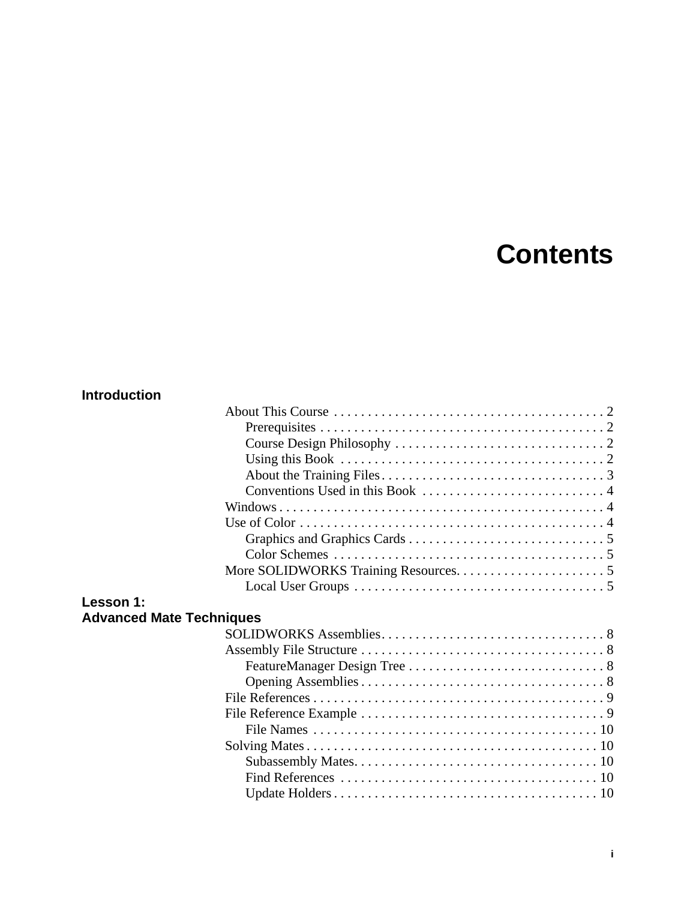# Contents

**Introduction**

- About This Course . . . . . . . . . . . . . . . . . . . . . . . . . . . . . . . . . . . . . . . 2
  - Prerequisites . . . . . . . . . . . . . . . . . . . . . . . . . . . . . . . . . . . . . . . . . 2
  - Course Design Philosophy . . . . . . . . . . . . . . . . . . . . . . . . . . . . . . 2
  - Using this Book . . . . . . . . . . . . . . . . . . . . . . . . . . . . . . . . . . . . . . 2
  - About the Training Files . . . . . . . . . . . . . . . . . . . . . . . . . . . . . . . . 3
  - Conventions Used in this Book . . . . . . . . . . . . . . . . . . . . . . . . . . 4
- Windows . . . . . . . . . . . . . . . . . . . . . . . . . . . . . . . . . . . . . . . . . . . . . . 4
- Use of Color . . . . . . . . . . . . . . . . . . . . . . . . . . . . . . . . . . . . . . . . . . . 4
  - Graphics and Graphics Cards . . . . . . . . . . . . . . . . . . . . . . . . . . . . 5
  - Color Schemes . . . . . . . . . . . . . . . . . . . . . . . . . . . . . . . . . . . . . . . 5
- More SOLIDWORKS Training Resources. . . . . . . . . . . . . . . . . . . . . . 5
  - Local User Groups . . . . . . . . . . . . . . . . . . . . . . . . . . . . . . . . . . . . 5

**Lesson 1:**
**Advanced Mate Techniques**

- SOLIDWORKS Assemblies. . . . . . . . . . . . . . . . . . . . . . . . . . . . . . . . . 8
- Assembly File Structure . . . . . . . . . . . . . . . . . . . . . . . . . . . . . . . . . . . 8
  - FeatureManager Design Tree . . . . . . . . . . . . . . . . . . . . . . . . . . . . 8
  - Opening Assemblies . . . . . . . . . . . . . . . . . . . . . . . . . . . . . . . . . . . 8
- File References . . . . . . . . . . . . . . . . . . . . . . . . . . . . . . . . . . . . . . . . . 9
- File Reference Example . . . . . . . . . . . . . . . . . . . . . . . . . . . . . . . . . . . 9
  - File Names . . . . . . . . . . . . . . . . . . . . . . . . . . . . . . . . . . . . . . . . . 10
- Solving Mates . . . . . . . . . . . . . . . . . . . . . . . . . . . . . . . . . . . . . . . . . . 10
  - Subassembly Mates. . . . . . . . . . . . . . . . . . . . . . . . . . . . . . . . . . . 10
  - Find References . . . . . . . . . . . . . . . . . . . . . . . . . . . . . . . . . . . . . 10
  - Update Holders . . . . . . . . . . . . . . . . . . . . . . . . . . . . . . . . . . . . . . 10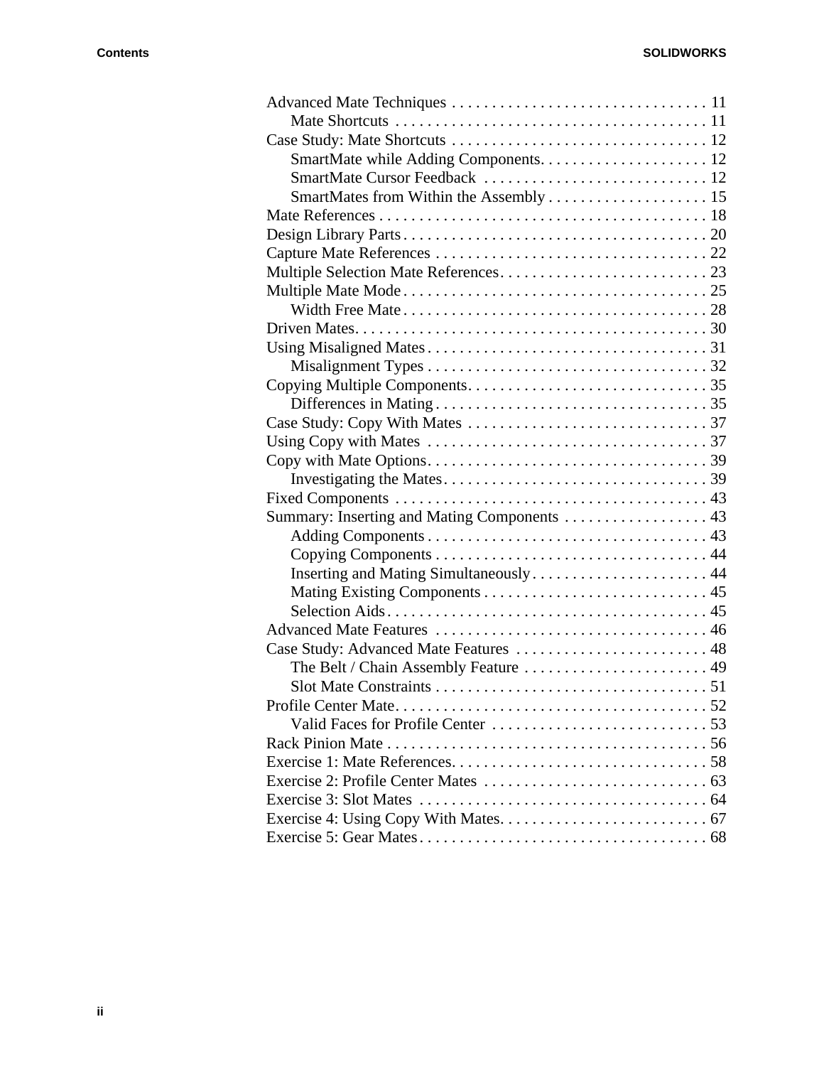- Advanced Mate Techniques . . . . . . . . . . . . . . . . . . . . . . . . . . . . . . . . 11
  - Mate Shortcuts . . . . . . . . . . . . . . . . . . . . . . . . . . . . . . . . . . . . . . 11
- Case Study: Mate Shortcuts . . . . . . . . . . . . . . . . . . . . . . . . . . . . . . . . 12
  - SmartMate while Adding Components. . . . . . . . . . . . . . . . . . . . . 12
  - SmartMate Cursor Feedback . . . . . . . . . . . . . . . . . . . . . . . . . . . . 12
  - SmartMates from Within the Assembly . . . . . . . . . . . . . . . . . . . . 15
- Mate References . . . . . . . . . . . . . . . . . . . . . . . . . . . . . . . . . . . . . . . . . 18
- Design Library Parts . . . . . . . . . . . . . . . . . . . . . . . . . . . . . . . . . . . . . . 20
- Capture Mate References . . . . . . . . . . . . . . . . . . . . . . . . . . . . . . . . . . 22
- Multiple Selection Mate References. . . . . . . . . . . . . . . . . . . . . . . . . . 23
- Multiple Mate Mode . . . . . . . . . . . . . . . . . . . . . . . . . . . . . . . . . . . . . . 25
  - Width Free Mate . . . . . . . . . . . . . . . . . . . . . . . . . . . . . . . . . . . . . . 28
- Driven Mates. . . . . . . . . . . . . . . . . . . . . . . . . . . . . . . . . . . . . . . . . . . . 30
- Using Misaligned Mates . . . . . . . . . . . . . . . . . . . . . . . . . . . . . . . . . . . 31
  - Misalignment Types . . . . . . . . . . . . . . . . . . . . . . . . . . . . . . . . . . . 32
- Copying Multiple Components. . . . . . . . . . . . . . . . . . . . . . . . . . . . . . 35
  - Differences in Mating . . . . . . . . . . . . . . . . . . . . . . . . . . . . . . . . . . 35
- Case Study: Copy With Mates . . . . . . . . . . . . . . . . . . . . . . . . . . . . . . 37
- Using Copy with Mates . . . . . . . . . . . . . . . . . . . . . . . . . . . . . . . . . . . 37
- Copy with Mate Options. . . . . . . . . . . . . . . . . . . . . . . . . . . . . . . . . . . 39
  - Investigating the Mates. . . . . . . . . . . . . . . . . . . . . . . . . . . . . . . . . 39
- Fixed Components . . . . . . . . . . . . . . . . . . . . . . . . . . . . . . . . . . . . . . . 43
- Summary: Inserting and Mating Components . . . . . . . . . . . . . . . . . . 43
  - Adding Components . . . . . . . . . . . . . . . . . . . . . . . . . . . . . . . . . . . 43
  - Copying Components . . . . . . . . . . . . . . . . . . . . . . . . . . . . . . . . . . 44
  - Inserting and Mating Simultaneously . . . . . . . . . . . . . . . . . . . . . . 44
  - Mating Existing Components . . . . . . . . . . . . . . . . . . . . . . . . . . . . 45
  - Selection Aids . . . . . . . . . . . . . . . . . . . . . . . . . . . . . . . . . . . . . . . . 45
- Advanced Mate Features . . . . . . . . . . . . . . . . . . . . . . . . . . . . . . . . . . 46
- Case Study: Advanced Mate Features . . . . . . . . . . . . . . . . . . . . . . . . 48
  - The Belt / Chain Assembly Feature . . . . . . . . . . . . . . . . . . . . . . . 49
  - Slot Mate Constraints . . . . . . . . . . . . . . . . . . . . . . . . . . . . . . . . . . 51
- Profile Center Mate. . . . . . . . . . . . . . . . . . . . . . . . . . . . . . . . . . . . . . . 52
  - Valid Faces for Profile Center . . . . . . . . . . . . . . . . . . . . . . . . . . . 53
- Rack Pinion Mate . . . . . . . . . . . . . . . . . . . . . . . . . . . . . . . . . . . . . . . . 56
- Exercise 1: Mate References. . . . . . . . . . . . . . . . . . . . . . . . . . . . . . . . 58
- Exercise 2: Profile Center Mates . . . . . . . . . . . . . . . . . . . . . . . . . . . . 63
- Exercise 3: Slot Mates . . . . . . . . . . . . . . . . . . . . . . . . . . . . . . . . . . . . 64
- Exercise 4: Using Copy With Mates. . . . . . . . . . . . . . . . . . . . . . . . . . 67
- Exercise 5: Gear Mates . . . . . . . . . . . . . . . . . . . . . . . . . . . . . . . . . . . . 68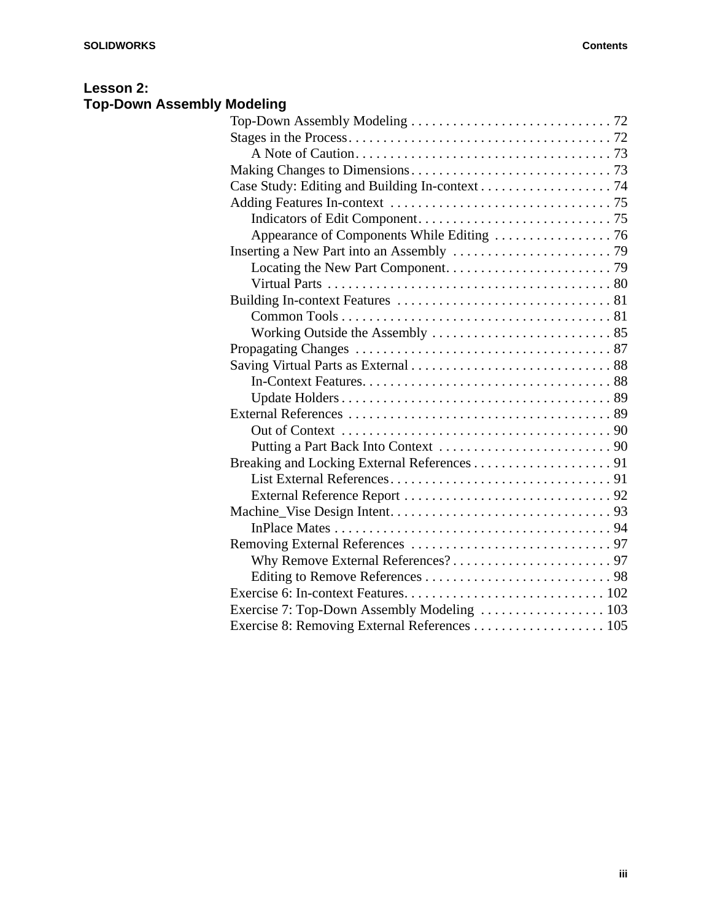## Lesson 2: Top-Down Assembly Modeling

- Top-Down Assembly Modeling . . . . . . . . . . . . . . . . . . . . . . . . . . . . . 72
- Stages in the Process. . . . . . . . . . . . . . . . . . . . . . . . . . . . . . . . . . . . . . 72
  - A Note of Caution. . . . . . . . . . . . . . . . . . . . . . . . . . . . . . . . . . . . . 73
- Making Changes to Dimensions. . . . . . . . . . . . . . . . . . . . . . . . . . . . . 73
- Case Study: Editing and Building In-context . . . . . . . . . . . . . . . . . . . 74
- Adding Features In-context . . . . . . . . . . . . . . . . . . . . . . . . . . . . . . . . 75
  - Indicators of Edit Component. . . . . . . . . . . . . . . . . . . . . . . . . . . . 75
  - Appearance of Components While Editing . . . . . . . . . . . . . . . . . 76
- Inserting a New Part into an Assembly . . . . . . . . . . . . . . . . . . . . . . . 79
  - Locating the New Part Component. . . . . . . . . . . . . . . . . . . . . . . . 79
  - Virtual Parts . . . . . . . . . . . . . . . . . . . . . . . . . . . . . . . . . . . . . . . . . 80
- Building In-context Features . . . . . . . . . . . . . . . . . . . . . . . . . . . . . . . 81
  - Common Tools . . . . . . . . . . . . . . . . . . . . . . . . . . . . . . . . . . . . . . . 81
  - Working Outside the Assembly . . . . . . . . . . . . . . . . . . . . . . . . . . 85
- Propagating Changes . . . . . . . . . . . . . . . . . . . . . . . . . . . . . . . . . . . . . 87
- Saving Virtual Parts as External . . . . . . . . . . . . . . . . . . . . . . . . . . . . . 88
  - In-Context Features. . . . . . . . . . . . . . . . . . . . . . . . . . . . . . . . . . . . 88
  - Update Holders . . . . . . . . . . . . . . . . . . . . . . . . . . . . . . . . . . . . . . . 89
- External References . . . . . . . . . . . . . . . . . . . . . . . . . . . . . . . . . . . . . . 89
  - Out of Context . . . . . . . . . . . . . . . . . . . . . . . . . . . . . . . . . . . . . . . 90
  - Putting a Part Back Into Context . . . . . . . . . . . . . . . . . . . . . . . . . 90
- Breaking and Locking External References . . . . . . . . . . . . . . . . . . . . 91
  - List External References. . . . . . . . . . . . . . . . . . . . . . . . . . . . . . . . 91
  - External Reference Report . . . . . . . . . . . . . . . . . . . . . . . . . . . . . . 92
- Machine_Vise Design Intent. . . . . . . . . . . . . . . . . . . . . . . . . . . . . . . . 93
  - InPlace Mates . . . . . . . . . . . . . . . . . . . . . . . . . . . . . . . . . . . . . . . . 94
- Removing External References . . . . . . . . . . . . . . . . . . . . . . . . . . . . . 97
  - Why Remove External References? . . . . . . . . . . . . . . . . . . . . . . . 97
  - Editing to Remove References . . . . . . . . . . . . . . . . . . . . . . . . . . . 98
- Exercise 6: In-context Features. . . . . . . . . . . . . . . . . . . . . . . . . . . . . 102
- Exercise 7: Top-Down Assembly Modeling . . . . . . . . . . . . . . . . . . 103
- Exercise 8: Removing External References . . . . . . . . . . . . . . . . . . . 105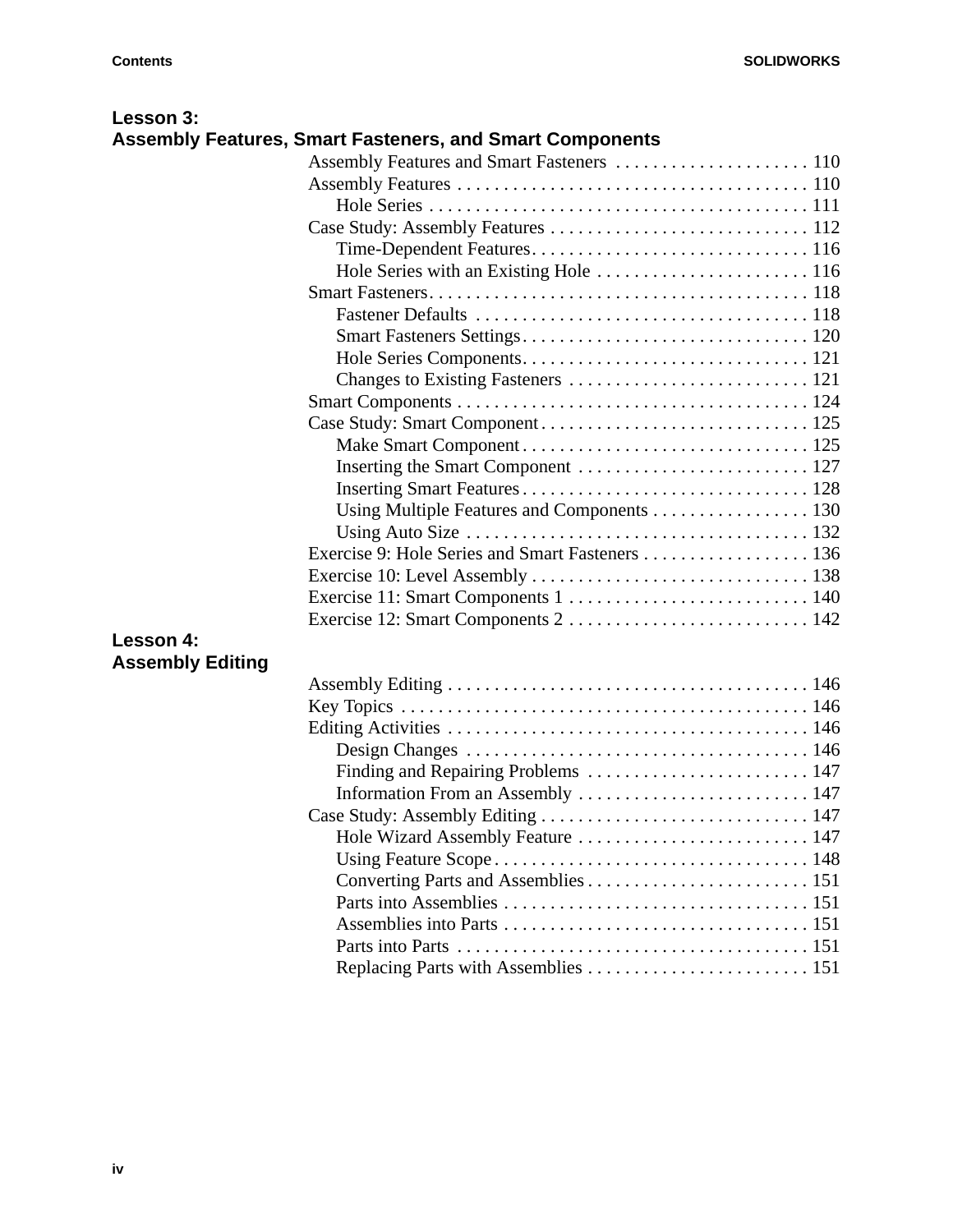## Lesson 3: Assembly Features, Smart Fasteners, and Smart Components

- Assembly Features and Smart Fasteners . . . . . . . . . . . . . . . . . . . . . 110
- Assembly Features . . . . . . . . . . . . . . . . . . . . . . . . . . . . . . . . . . . . . . 110
  - Hole Series . . . . . . . . . . . . . . . . . . . . . . . . . . . . . . . . . . . . . . . . . 111
- Case Study: Assembly Features . . . . . . . . . . . . . . . . . . . . . . . . . . . . 112
  - Time-Dependent Features. . . . . . . . . . . . . . . . . . . . . . . . . . . . . . . 116
  - Hole Series with an Existing Hole . . . . . . . . . . . . . . . . . . . . . . . . 116
- Smart Fasteners. . . . . . . . . . . . . . . . . . . . . . . . . . . . . . . . . . . . . . . . . 118
  - Fastener Defaults . . . . . . . . . . . . . . . . . . . . . . . . . . . . . . . . . . . . 118
  - Smart Fasteners Settings. . . . . . . . . . . . . . . . . . . . . . . . . . . . . . . 120
  - Hole Series Components. . . . . . . . . . . . . . . . . . . . . . . . . . . . . . . 121
  - Changes to Existing Fasteners . . . . . . . . . . . . . . . . . . . . . . . . . . 121
- Smart Components . . . . . . . . . . . . . . . . . . . . . . . . . . . . . . . . . . . . . . 124
- Case Study: Smart Component . . . . . . . . . . . . . . . . . . . . . . . . . . . . . 125
  - Make Smart Component . . . . . . . . . . . . . . . . . . . . . . . . . . . . . . . 125
  - Inserting the Smart Component . . . . . . . . . . . . . . . . . . . . . . . . . . 127
  - Inserting Smart Features . . . . . . . . . . . . . . . . . . . . . . . . . . . . . . . 128
  - Using Multiple Features and Components . . . . . . . . . . . . . . . . . 130
  - Using Auto Size . . . . . . . . . . . . . . . . . . . . . . . . . . . . . . . . . . . . . 132
- Exercise 9: Hole Series and Smart Fasteners . . . . . . . . . . . . . . . . . . 136
- Exercise 10: Level Assembly . . . . . . . . . . . . . . . . . . . . . . . . . . . . . . 138
- Exercise 11: Smart Components 1 . . . . . . . . . . . . . . . . . . . . . . . . . . 140
- Exercise 12: Smart Components 2 . . . . . . . . . . . . . . . . . . . . . . . . . . 142

## Lesson 4: Assembly Editing

- Assembly Editing . . . . . . . . . . . . . . . . . . . . . . . . . . . . . . . . . . . . . . . 146
- Key Topics . . . . . . . . . . . . . . . . . . . . . . . . . . . . . . . . . . . . . . . . . . . . 146
- Editing Activities . . . . . . . . . . . . . . . . . . . . . . . . . . . . . . . . . . . . . . . 146
  - Design Changes . . . . . . . . . . . . . . . . . . . . . . . . . . . . . . . . . . . . . 146
  - Finding and Repairing Problems . . . . . . . . . . . . . . . . . . . . . . . . 147
  - Information From an Assembly . . . . . . . . . . . . . . . . . . . . . . . . . 147
- Case Study: Assembly Editing . . . . . . . . . . . . . . . . . . . . . . . . . . . . . 147
  - Hole Wizard Assembly Feature . . . . . . . . . . . . . . . . . . . . . . . . . 147
  - Using Feature Scope . . . . . . . . . . . . . . . . . . . . . . . . . . . . . . . . . . 148
  - Converting Parts and Assemblies . . . . . . . . . . . . . . . . . . . . . . . . 151
  - Parts into Assemblies . . . . . . . . . . . . . . . . . . . . . . . . . . . . . . . . . 151
  - Assemblies into Parts . . . . . . . . . . . . . . . . . . . . . . . . . . . . . . . . . 151
  - Parts into Parts . . . . . . . . . . . . . . . . . . . . . . . . . . . . . . . . . . . . . . 151
  - Replacing Parts with Assemblies . . . . . . . . . . . . . . . . . . . . . . . . 151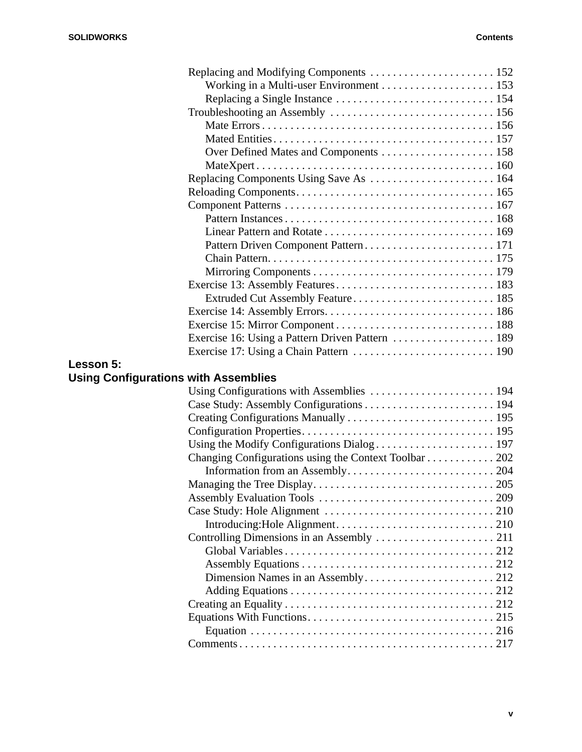Replacing and Modifying Components . . . . . . . . . . . . . . . . . . . . . . 152
  Working in a Multi-user Environment . . . . . . . . . . . . . . . . . . . . 153
  Replacing a Single Instance . . . . . . . . . . . . . . . . . . . . . . . . . . . . 154
Troubleshooting an Assembly . . . . . . . . . . . . . . . . . . . . . . . . . . . . . 156
  Mate Errors . . . . . . . . . . . . . . . . . . . . . . . . . . . . . . . . . . . . . . . . . 156
  Mated Entities . . . . . . . . . . . . . . . . . . . . . . . . . . . . . . . . . . . . . . . 157
  Over Defined Mates and Components . . . . . . . . . . . . . . . . . . . . 158
  MateXpert . . . . . . . . . . . . . . . . . . . . . . . . . . . . . . . . . . . . . . . . . . 160
Replacing Components Using Save As . . . . . . . . . . . . . . . . . . . . . . 164
Reloading Components . . . . . . . . . . . . . . . . . . . . . . . . . . . . . . . . . . . 165
Component Patterns . . . . . . . . . . . . . . . . . . . . . . . . . . . . . . . . . . . . . 167
  Pattern Instances . . . . . . . . . . . . . . . . . . . . . . . . . . . . . . . . . . . . . 168
  Linear Pattern and Rotate . . . . . . . . . . . . . . . . . . . . . . . . . . . . . . 169
  Pattern Driven Component Pattern . . . . . . . . . . . . . . . . . . . . . . . 171
  Chain Pattern . . . . . . . . . . . . . . . . . . . . . . . . . . . . . . . . . . . . . . . . 175
  Mirroring Components . . . . . . . . . . . . . . . . . . . . . . . . . . . . . . . . 179
Exercise 13: Assembly Features . . . . . . . . . . . . . . . . . . . . . . . . . . . . 183
  Extruded Cut Assembly Feature . . . . . . . . . . . . . . . . . . . . . . . . . 185
Exercise 14: Assembly Errors. . . . . . . . . . . . . . . . . . . . . . . . . . . . . . 186
Exercise 15: Mirror Component . . . . . . . . . . . . . . . . . . . . . . . . . . . . 188
Exercise 16: Using a Pattern Driven Pattern . . . . . . . . . . . . . . . . . . 189
Exercise 17: Using a Chain Pattern . . . . . . . . . . . . . . . . . . . . . . . . . 190

## Lesson 5: Using Configurations with Assemblies

Using Configurations with Assemblies . . . . . . . . . . . . . . . . . . . . . . 194
Case Study: Assembly Configurations . . . . . . . . . . . . . . . . . . . . . . . 194
Creating Configurations Manually . . . . . . . . . . . . . . . . . . . . . . . . . . 195
Configuration Properties . . . . . . . . . . . . . . . . . . . . . . . . . . . . . . . . . . 195
Using the Modify Configurations Dialog . . . . . . . . . . . . . . . . . . . . . 197
Changing Configurations using the Context Toolbar . . . . . . . . . . . . 202
  Information from an Assembly . . . . . . . . . . . . . . . . . . . . . . . . . . 204
Managing the Tree Display . . . . . . . . . . . . . . . . . . . . . . . . . . . . . . . . 205
Assembly Evaluation Tools . . . . . . . . . . . . . . . . . . . . . . . . . . . . . . . 209
Case Study: Hole Alignment . . . . . . . . . . . . . . . . . . . . . . . . . . . . . . 210
  Introducing:Hole Alignment . . . . . . . . . . . . . . . . . . . . . . . . . . . . 210
Controlling Dimensions in an Assembly . . . . . . . . . . . . . . . . . . . . . 211
  Global Variables . . . . . . . . . . . . . . . . . . . . . . . . . . . . . . . . . . . . . 212
  Assembly Equations . . . . . . . . . . . . . . . . . . . . . . . . . . . . . . . . . . 212
  Dimension Names in an Assembly . . . . . . . . . . . . . . . . . . . . . . . 212
  Adding Equations . . . . . . . . . . . . . . . . . . . . . . . . . . . . . . . . . . . . 212
Creating an Equality . . . . . . . . . . . . . . . . . . . . . . . . . . . . . . . . . . . . . 212
Equations With Functions . . . . . . . . . . . . . . . . . . . . . . . . . . . . . . . . . 215
  Equation . . . . . . . . . . . . . . . . . . . . . . . . . . . . . . . . . . . . . . . . . . . . 216
Comments . . . . . . . . . . . . . . . . . . . . . . . . . . . . . . . . . . . . . . . . . . . . 217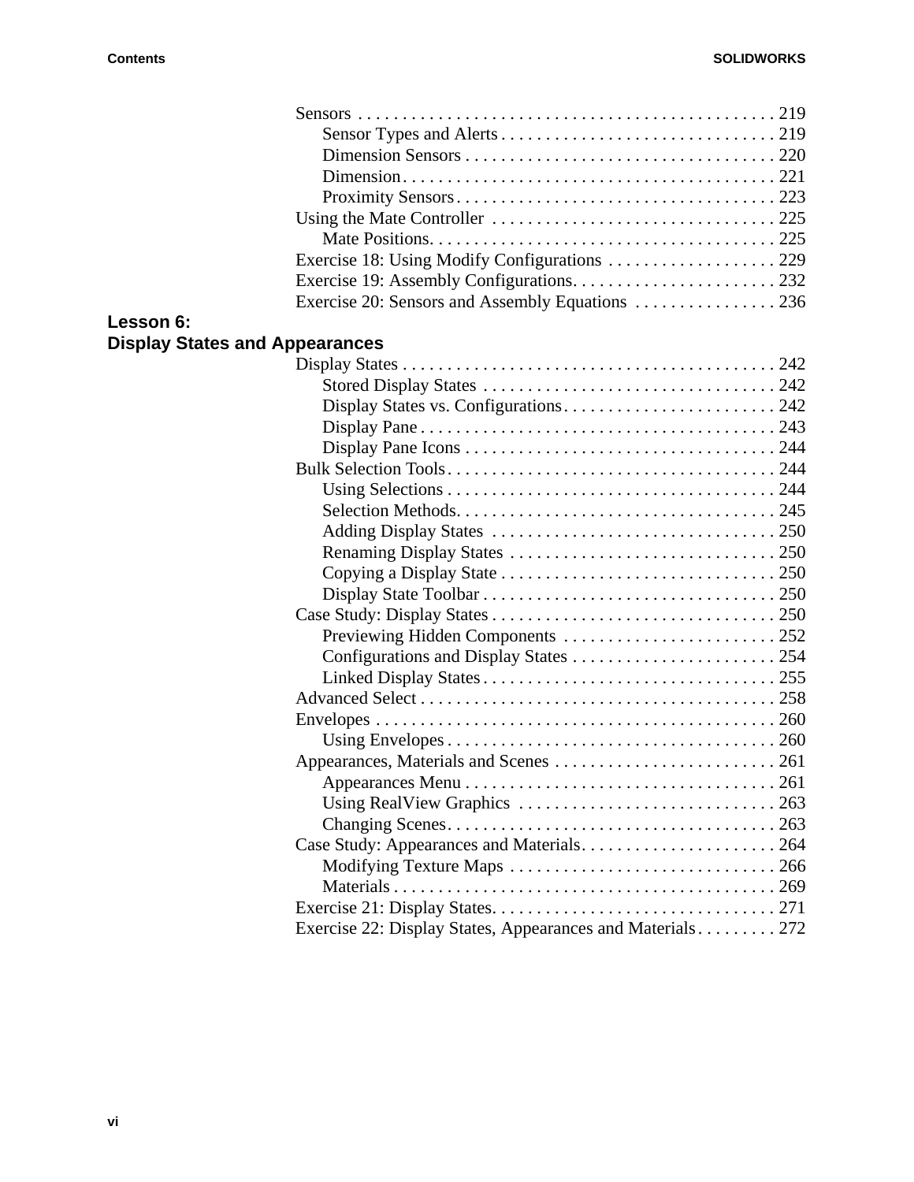Sensors . . . . . . . . . . . . . . . . . . . . . . . . . . . . . . . . . . . . . . . . . . . . . . 219

- Sensor Types and Alerts . . . . . . . . . . . . . . . . . . . . . . . . . . . . . . . 219
- Dimension Sensors . . . . . . . . . . . . . . . . . . . . . . . . . . . . . . . . . . . 220
- Dimension. . . . . . . . . . . . . . . . . . . . . . . . . . . . . . . . . . . . . . . . . . 221
- Proximity Sensors . . . . . . . . . . . . . . . . . . . . . . . . . . . . . . . . . . . . 223

Using the Mate Controller . . . . . . . . . . . . . . . . . . . . . . . . . . . . . . . . 225

- Mate Positions. . . . . . . . . . . . . . . . . . . . . . . . . . . . . . . . . . . . . . . 225

Exercise 18: Using Modify Configurations . . . . . . . . . . . . . . . . . . . 229

Exercise 19: Assembly Configurations. . . . . . . . . . . . . . . . . . . . . . . 232

Exercise 20: Sensors and Assembly Equations . . . . . . . . . . . . . . . . 236

## Lesson 6: Display States and Appearances

Display States . . . . . . . . . . . . . . . . . . . . . . . . . . . . . . . . . . . . . . . . . . 242

- Stored Display States . . . . . . . . . . . . . . . . . . . . . . . . . . . . . . . . . 242
- Display States vs. Configurations. . . . . . . . . . . . . . . . . . . . . . . . . 242
- Display Pane . . . . . . . . . . . . . . . . . . . . . . . . . . . . . . . . . . . . . . . . 243
- Display Pane Icons . . . . . . . . . . . . . . . . . . . . . . . . . . . . . . . . . . . 244

Bulk Selection Tools. . . . . . . . . . . . . . . . . . . . . . . . . . . . . . . . . . . . . 244

- Using Selections . . . . . . . . . . . . . . . . . . . . . . . . . . . . . . . . . . . . . 244
- Selection Methods. . . . . . . . . . . . . . . . . . . . . . . . . . . . . . . . . . . . 245
- Adding Display States . . . . . . . . . . . . . . . . . . . . . . . . . . . . . . . . 250
- Renaming Display States . . . . . . . . . . . . . . . . . . . . . . . . . . . . . . 250
- Copying a Display State . . . . . . . . . . . . . . . . . . . . . . . . . . . . . . . 250
- Display State Toolbar . . . . . . . . . . . . . . . . . . . . . . . . . . . . . . . . . 250

Case Study: Display States . . . . . . . . . . . . . . . . . . . . . . . . . . . . . . . . 250

- Previewing Hidden Components . . . . . . . . . . . . . . . . . . . . . . . . 252
- Configurations and Display States . . . . . . . . . . . . . . . . . . . . . . . 254
- Linked Display States . . . . . . . . . . . . . . . . . . . . . . . . . . . . . . . . . 255

Advanced Select . . . . . . . . . . . . . . . . . . . . . . . . . . . . . . . . . . . . . . . . 258

Envelopes . . . . . . . . . . . . . . . . . . . . . . . . . . . . . . . . . . . . . . . . . . . . . 260

- Using Envelopes . . . . . . . . . . . . . . . . . . . . . . . . . . . . . . . . . . . . . 260

Appearances, Materials and Scenes . . . . . . . . . . . . . . . . . . . . . . . . . 261

- Appearances Menu . . . . . . . . . . . . . . . . . . . . . . . . . . . . . . . . . . . 261
- Using RealView Graphics . . . . . . . . . . . . . . . . . . . . . . . . . . . . . 263
- Changing Scenes. . . . . . . . . . . . . . . . . . . . . . . . . . . . . . . . . . . . . 263

Case Study: Appearances and Materials. . . . . . . . . . . . . . . . . . . . . . 264

- Modifying Texture Maps . . . . . . . . . . . . . . . . . . . . . . . . . . . . . . 266
- Materials . . . . . . . . . . . . . . . . . . . . . . . . . . . . . . . . . . . . . . . . . . 269

Exercise 21: Display States. . . . . . . . . . . . . . . . . . . . . . . . . . . . . . . . 271

Exercise 22: Display States, Appearances and Materials . . . . . . . . . 272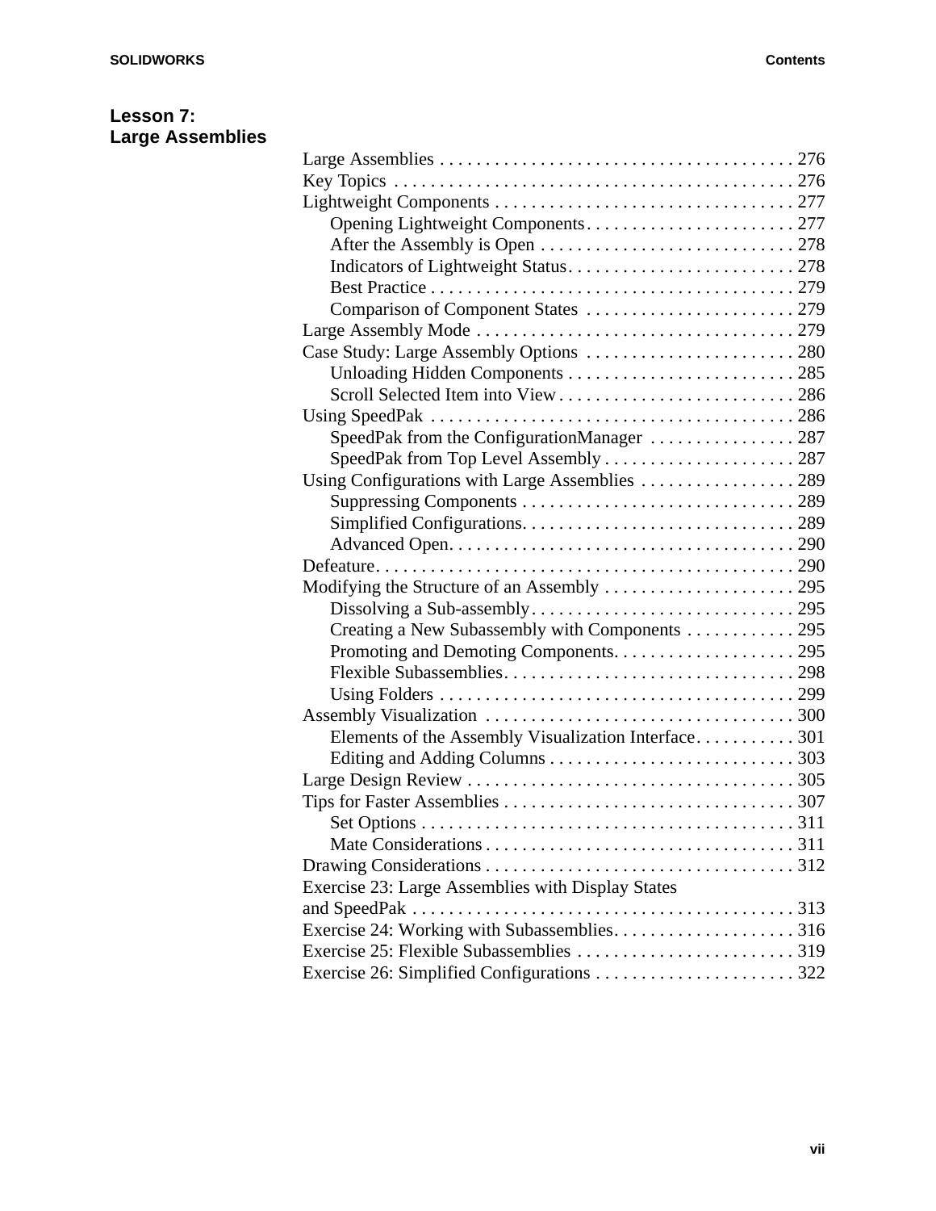## Lesson 7: Large Assemblies

Large Assemblies . . . . . . . . . . . . . . . . . . . . . . . . . . . . . . . . . . . . . . . 276
Key Topics . . . . . . . . . . . . . . . . . . . . . . . . . . . . . . . . . . . . . . . . . . . 276
Lightweight Components . . . . . . . . . . . . . . . . . . . . . . . . . . . . . . . . . 277
  Opening Lightweight Components . . . . . . . . . . . . . . . . . . . . . . . 277
  After the Assembly is Open . . . . . . . . . . . . . . . . . . . . . . . . . . . . 278
  Indicators of Lightweight Status . . . . . . . . . . . . . . . . . . . . . . . . . 278
  Best Practice . . . . . . . . . . . . . . . . . . . . . . . . . . . . . . . . . . . . . . . 279
  Comparison of Component States . . . . . . . . . . . . . . . . . . . . . . . 279
Large Assembly Mode . . . . . . . . . . . . . . . . . . . . . . . . . . . . . . . . . . . 279
Case Study: Large Assembly Options . . . . . . . . . . . . . . . . . . . . . . . 280
  Unloading Hidden Components . . . . . . . . . . . . . . . . . . . . . . . . . 285
  Scroll Selected Item into View . . . . . . . . . . . . . . . . . . . . . . . . . . 286
Using SpeedPak . . . . . . . . . . . . . . . . . . . . . . . . . . . . . . . . . . . . . . . 286
  SpeedPak from the ConfigurationManager . . . . . . . . . . . . . . . . 287
  SpeedPak from Top Level Assembly . . . . . . . . . . . . . . . . . . . . . 287
Using Configurations with Large Assemblies . . . . . . . . . . . . . . . . . 289
  Suppressing Components . . . . . . . . . . . . . . . . . . . . . . . . . . . . . . 289
  Simplified Configurations. . . . . . . . . . . . . . . . . . . . . . . . . . . . . . 289
  Advanced Open. . . . . . . . . . . . . . . . . . . . . . . . . . . . . . . . . . . . . . 290
Defeature. . . . . . . . . . . . . . . . . . . . . . . . . . . . . . . . . . . . . . . . . . . . . 290
Modifying the Structure of an Assembly . . . . . . . . . . . . . . . . . . . . . 295
  Dissolving a Sub-assembly. . . . . . . . . . . . . . . . . . . . . . . . . . . . . 295
  Creating a New Subassembly with Components . . . . . . . . . . . . 295
  Promoting and Demoting Components. . . . . . . . . . . . . . . . . . . . 295
  Flexible Subassemblies. . . . . . . . . . . . . . . . . . . . . . . . . . . . . . . . 298
  Using Folders . . . . . . . . . . . . . . . . . . . . . . . . . . . . . . . . . . . . . . . 299
Assembly Visualization . . . . . . . . . . . . . . . . . . . . . . . . . . . . . . . . . . 300
  Elements of the Assembly Visualization Interface. . . . . . . . . . . 301
  Editing and Adding Columns . . . . . . . . . . . . . . . . . . . . . . . . . . . 303
Large Design Review . . . . . . . . . . . . . . . . . . . . . . . . . . . . . . . . . . . . 305
Tips for Faster Assemblies . . . . . . . . . . . . . . . . . . . . . . . . . . . . . . . . 307
  Set Options . . . . . . . . . . . . . . . . . . . . . . . . . . . . . . . . . . . . . . . . . 311
  Mate Considerations . . . . . . . . . . . . . . . . . . . . . . . . . . . . . . . . . . 311
Drawing Considerations . . . . . . . . . . . . . . . . . . . . . . . . . . . . . . . . . . 312
Exercise 23: Large Assemblies with Display States and SpeedPak . . . . . . . . . . . . . . . . . . . . . . . . . . . . . . . . . . . . . . . . . 313
Exercise 24: Working with Subassemblies. . . . . . . . . . . . . . . . . . . . 316
Exercise 25: Flexible Subassemblies . . . . . . . . . . . . . . . . . . . . . . . . 319
Exercise 26: Simplified Configurations . . . . . . . . . . . . . . . . . . . . . . 322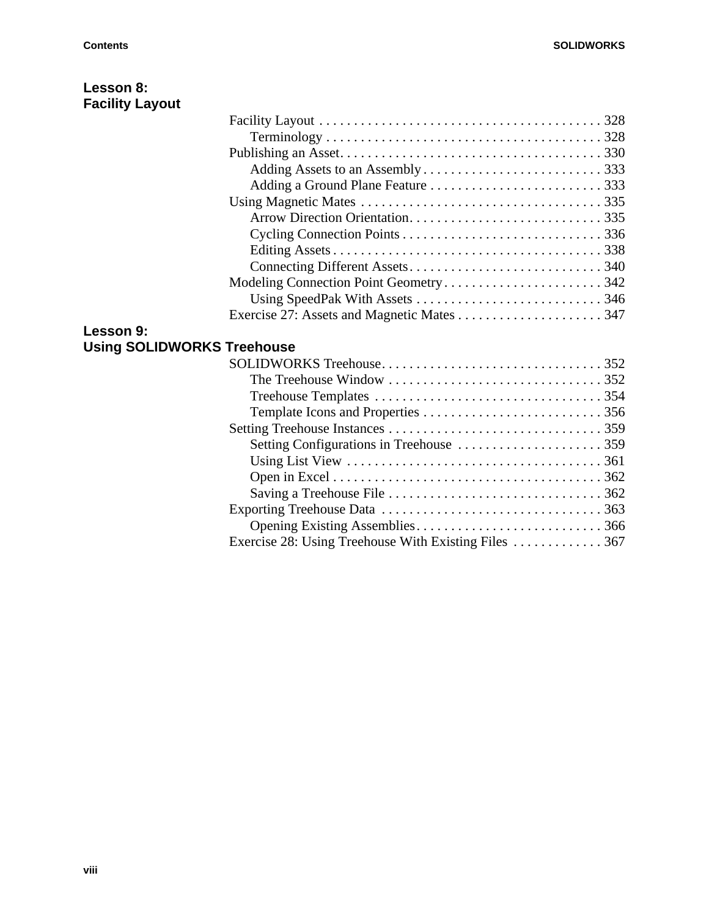## Lesson 8: Facility Layout

- Facility Layout . . . . . . . . . . . . . . . . . . . . . . . . . . . . . . . . . . . . . . . . . 328
  - Terminology . . . . . . . . . . . . . . . . . . . . . . . . . . . . . . . . . . . . . . . . 328
- Publishing an Asset. . . . . . . . . . . . . . . . . . . . . . . . . . . . . . . . . . . . . . 330
  - Adding Assets to an Assembly . . . . . . . . . . . . . . . . . . . . . . . . . . 333
  - Adding a Ground Plane Feature . . . . . . . . . . . . . . . . . . . . . . . . . . 333
- Using Magnetic Mates . . . . . . . . . . . . . . . . . . . . . . . . . . . . . . . . . . . . 335
  - Arrow Direction Orientation. . . . . . . . . . . . . . . . . . . . . . . . . . . . 335
  - Cycling Connection Points . . . . . . . . . . . . . . . . . . . . . . . . . . . . . 336
  - Editing Assets . . . . . . . . . . . . . . . . . . . . . . . . . . . . . . . . . . . . . . . 338
  - Connecting Different Assets. . . . . . . . . . . . . . . . . . . . . . . . . . . . 340
- Modeling Connection Point Geometry . . . . . . . . . . . . . . . . . . . . . . . 342
  - Using SpeedPak With Assets . . . . . . . . . . . . . . . . . . . . . . . . . . . . 346
- Exercise 27: Assets and Magnetic Mates . . . . . . . . . . . . . . . . . . . . . 347

## Lesson 9: Using SOLIDWORKS Treehouse

- SOLIDWORKS Treehouse. . . . . . . . . . . . . . . . . . . . . . . . . . . . . . . . 352
  - The Treehouse Window . . . . . . . . . . . . . . . . . . . . . . . . . . . . . . . 352
  - Treehouse Templates . . . . . . . . . . . . . . . . . . . . . . . . . . . . . . . . . 354
  - Template Icons and Properties . . . . . . . . . . . . . . . . . . . . . . . . . . 356
- Setting Treehouse Instances . . . . . . . . . . . . . . . . . . . . . . . . . . . . . . . 359
  - Setting Configurations in Treehouse . . . . . . . . . . . . . . . . . . . . . 359
  - Using List View . . . . . . . . . . . . . . . . . . . . . . . . . . . . . . . . . . . . . 361
  - Open in Excel . . . . . . . . . . . . . . . . . . . . . . . . . . . . . . . . . . . . . . . 362
  - Saving a Treehouse File . . . . . . . . . . . . . . . . . . . . . . . . . . . . . . . 362
- Exporting Treehouse Data . . . . . . . . . . . . . . . . . . . . . . . . . . . . . . . . 363
  - Opening Existing Assemblies. . . . . . . . . . . . . . . . . . . . . . . . . . . 366
- Exercise 28: Using Treehouse With Existing Files . . . . . . . . . . . . . 367